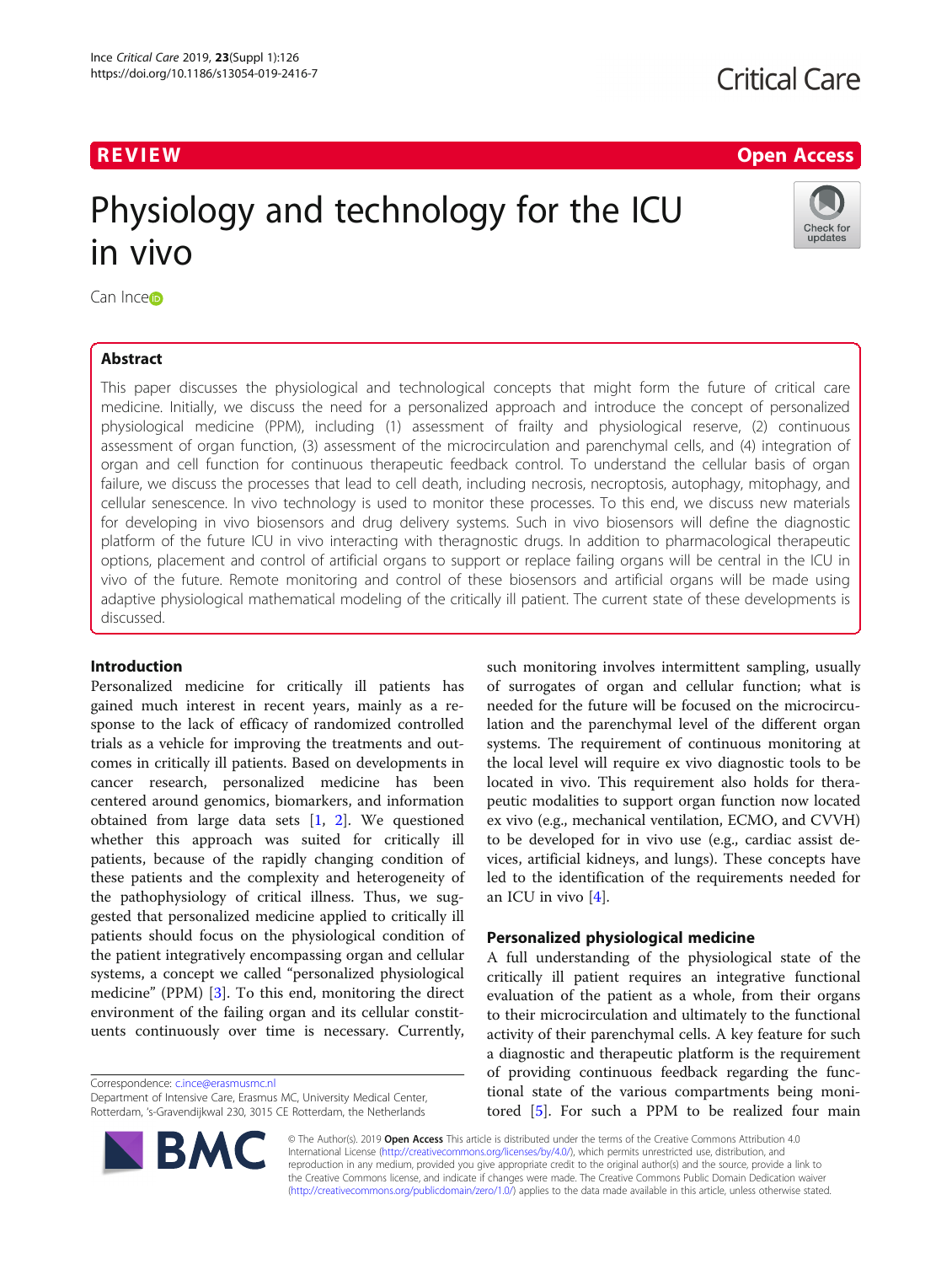REVIEW

Open Access

# Physiology and technology for the ICU in vivo

Can Ince

## Abstract

This paper discusses the physiological and technological concepts that might form the future of critical care medicine. Initially, we discuss the need for a personalized approach and introduce the concept of personalized physiological medicine (PPM), including (1) assessment of frailty and physiological reserve, (2) continuous assessment of organ function, (3) assessment of the microcirculation and parenchymal cells, and (4) integration of organ and cell function for continuous therapeutic feedback control. To understand the cellular basis of organ failure, we discuss the processes that lead to cell death, including necrosis, necroptosis, autophagy, mitophagy, and cellular senescence. In vivo technology is used to monitor these processes. To this end, we discuss new materials for developing in vivo biosensors and drug delivery systems. Such in vivo biosensors will define the diagnostic platform of the future ICU in vivo interacting with theragnostic drugs. In addition to pharmacological therapeutic options, placement and control of artificial organs to support or replace failing organs will be central in the ICU in vivo of the future. Remote monitoring and control of these biosensors and artificial organs will be made using adaptive physiological mathematical modeling of the critically ill patient. The current state of these developments is discussed.

## Introduction

Personalized medicine for critically ill patients has gained much interest in recent years, mainly as a response to the lack of efficacy of randomized controlled trials as a vehicle for improving the treatments and outcomes in critically ill patients. Based on developments in cancer research, personalized medicine has been centered around genomics, biomarkers, and information obtained from large data sets [1, 2]. We questioned whether this approach was suited for critically ill patients, because of the rapidly changing condition of these patients and the complexity and heterogeneity of the pathophysiology of critical illness. Thus, we suggested that personalized medicine applied to critically ill patients should focus on the physiological condition of the patient integratively encompassing organ and cellular systems, a concept we called "personalized physiological medicine" (PPM) [3]. To this end, monitoring the direct environment of the failing organ and its cellular constituents continuously over time is necessary. Currently, such monitoring involves intermittent sampling, usually of surrogates of organ and cellular function; what is needed for the future will be focused on the microcirculation and the parenchymal level of the different organ systems. The requirement of continuous monitoring at the local level will require ex vivo diagnostic tools to be located in vivo. This requirement also holds for therapeutic modalities to support organ function now located ex vivo (e.g., mechanical ventilation, ECMO, and CVVH) to be developed for in vivo use (e.g., cardiac assist devices, artificial kidneys, and lungs). These concepts have led to the identification of the requirements needed for an ICU in vivo [4].

## Personalized physiological medicine

A full understanding of the physiological state of the critically ill patient requires an integrative functional evaluation of the patient as a whole, from their organs to their microcirculation and ultimately to the functional activity of their parenchymal cells. A key feature for such a diagnostic and therapeutic platform is the requirement of providing continuous feedback regarding the functional state of the various compartments being monitored [5]. For such a PPM to be realized four main

Correspondence: c.ince@erasmusmc.nl
Department of Intensive Care, Erasmus MC, University Medical Center, Rotterdam, 's-Gravendijkwal 230, 3015 CE Rotterdam, the Netherlands

© The Author(s). 2019 **Open Access** This article is distributed under the terms of the Creative Commons Attribution 4.0 International License (http://creativecommons.org/licenses/by/4.0/), which permits unrestricted use, distribution, and reproduction in any medium, provided you give appropriate credit to the original author(s) and the source, provide a link to the Creative Commons license, and indicate if changes were made. The Creative Commons Public Domain Dedication waiver (http://creativecommons.org/publicdomain/zero/1.0/) applies to the data made available in this article, unless otherwise stated.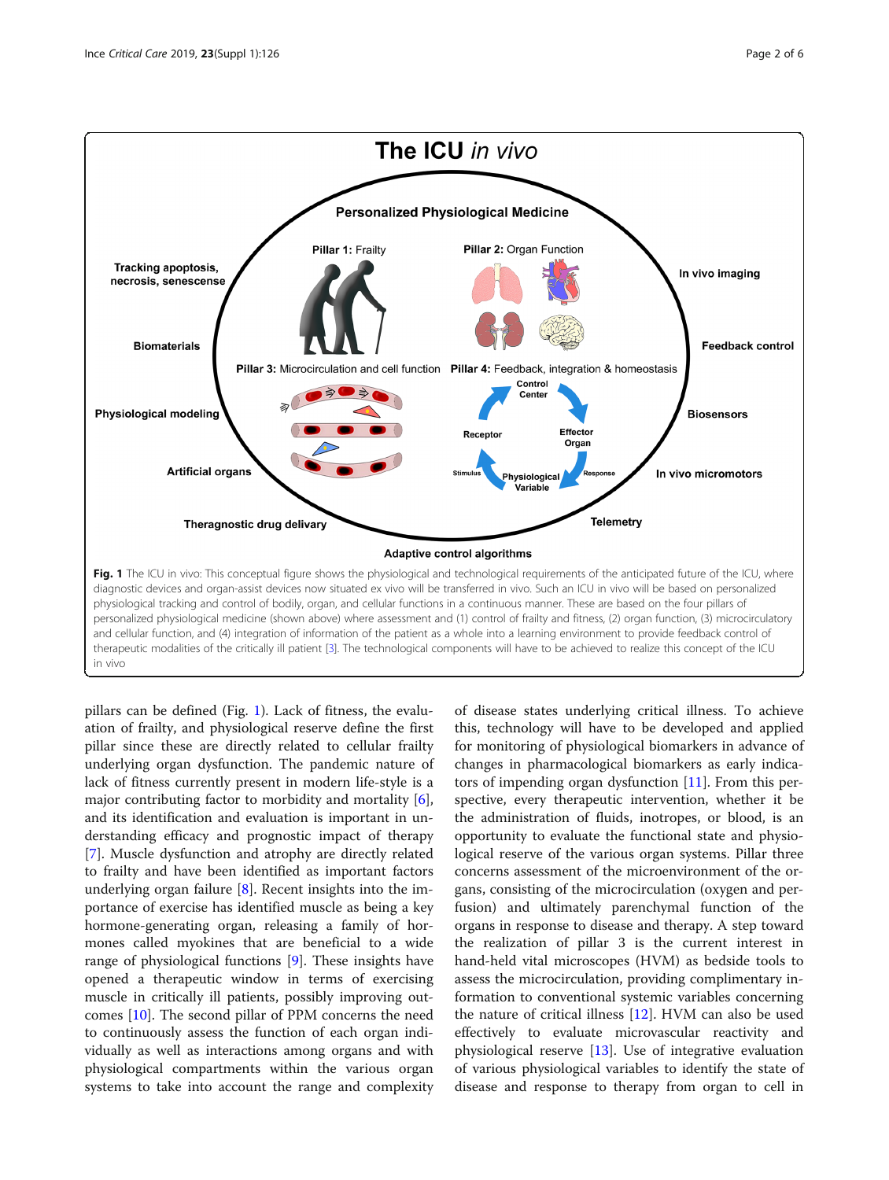**Fig. 1** The ICU in vivo: This conceptual figure shows the physiological and technological requirements of the anticipated future of the ICU, where diagnostic devices and organ-assist devices now situated ex vivo will be transferred in vivo. Such an ICU in vivo will be based on personalized physiological tracking and control of bodily, organ, and cellular functions in a continuous manner. These are based on the four pillars of personalized physiological medicine (shown above) where assessment and (1) control of frailty and fitness, (2) organ function, (3) microcirculatory and cellular function, and (4) integration of information of the patient as a whole into a learning environment to provide feedback control of therapeutic modalities of the critically ill patient [3]. The technological components will have to be achieved to realize this concept of the ICU in vivo

pillars can be defined (Fig. 1). Lack of fitness, the evaluation of frailty, and physiological reserve define the first pillar since these are directly related to cellular frailty underlying organ dysfunction. The pandemic nature of lack of fitness currently present in modern life-style is a major contributing factor to morbidity and mortality [6], and its identification and evaluation is important in understanding efficacy and prognostic impact of therapy [7]. Muscle dysfunction and atrophy are directly related to frailty and have been identified as important factors underlying organ failure [8]. Recent insights into the importance of exercise has identified muscle as being a key hormone-generating organ, releasing a family of hormones called myokines that are beneficial to a wide range of physiological functions [9]. These insights have opened a therapeutic window in terms of exercising muscle in critically ill patients, possibly improving outcomes [10]. The second pillar of PPM concerns the need to continuously assess the function of each organ individually as well as interactions among organs and with physiological compartments within the various organ systems to take into account the range and complexity of disease states underlying critical illness. To achieve this, technology will have to be developed and applied for monitoring of physiological biomarkers in advance of changes in pharmacological biomarkers as early indicators of impending organ dysfunction [11]. From this perspective, every therapeutic intervention, whether it be the administration of fluids, inotropes, or blood, is an opportunity to evaluate the functional state and physiological reserve of the various organ systems. Pillar three concerns assessment of the microenvironment of the organs, consisting of the microcirculation (oxygen and perfusion) and ultimately parenchymal function of the organs in response to disease and therapy. A step toward the realization of pillar 3 is the current interest in hand-held vital microscopes (HVM) as bedside tools to assess the microcirculation, providing complimentary information to conventional systemic variables concerning the nature of critical illness [12]. HVM can also be used effectively to evaluate microvascular reactivity and physiological reserve [13]. Use of integrative evaluation of various physiological variables to identify the state of disease and response to therapy from organ to cell in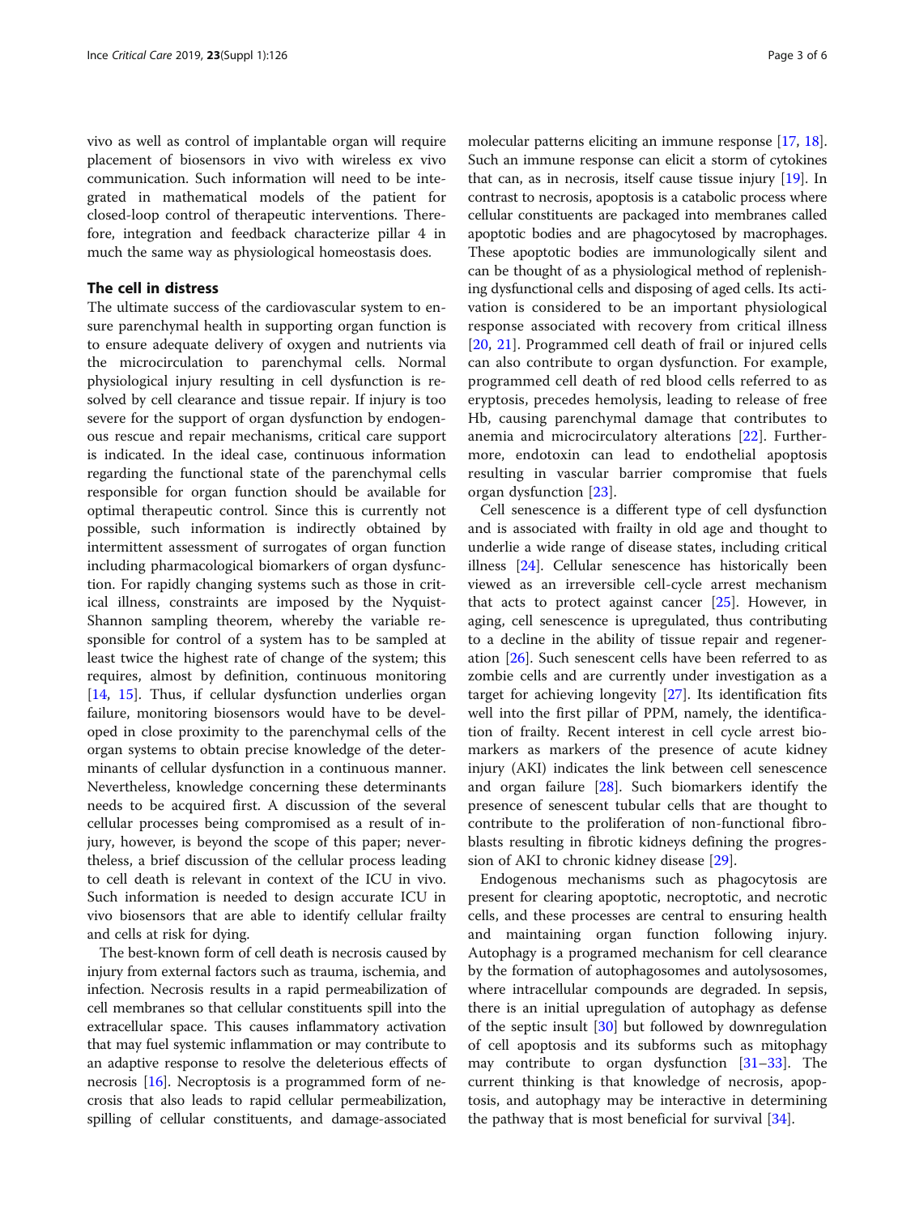vivo as well as control of implantable organ will require placement of biosensors in vivo with wireless ex vivo communication. Such information will need to be integrated in mathematical models of the patient for closed-loop control of therapeutic interventions. Therefore, integration and feedback characterize pillar 4 in much the same way as physiological homeostasis does.

## The cell in distress

The ultimate success of the cardiovascular system to ensure parenchymal health in supporting organ function is to ensure adequate delivery of oxygen and nutrients via the microcirculation to parenchymal cells. Normal physiological injury resulting in cell dysfunction is resolved by cell clearance and tissue repair. If injury is too severe for the support of organ dysfunction by endogenous rescue and repair mechanisms, critical care support is indicated. In the ideal case, continuous information regarding the functional state of the parenchymal cells responsible for organ function should be available for optimal therapeutic control. Since this is currently not possible, such information is indirectly obtained by intermittent assessment of surrogates of organ function including pharmacological biomarkers of organ dysfunction. For rapidly changing systems such as those in critical illness, constraints are imposed by the Nyquist-Shannon sampling theorem, whereby the variable responsible for control of a system has to be sampled at least twice the highest rate of change of the system; this requires, almost by definition, continuous monitoring [14, 15]. Thus, if cellular dysfunction underlies organ failure, monitoring biosensors would have to be developed in close proximity to the parenchymal cells of the organ systems to obtain precise knowledge of the determinants of cellular dysfunction in a continuous manner. Nevertheless, knowledge concerning these determinants needs to be acquired first. A discussion of the several cellular processes being compromised as a result of injury, however, is beyond the scope of this paper; nevertheless, a brief discussion of the cellular process leading to cell death is relevant in context of the ICU in vivo. Such information is needed to design accurate ICU in vivo biosensors that are able to identify cellular frailty and cells at risk for dying.

The best-known form of cell death is necrosis caused by injury from external factors such as trauma, ischemia, and infection. Necrosis results in a rapid permeabilization of cell membranes so that cellular constituents spill into the extracellular space. This causes inflammatory activation that may fuel systemic inflammation or may contribute to an adaptive response to resolve the deleterious effects of necrosis [16]. Necroptosis is a programmed form of necrosis that also leads to rapid cellular permeabilization, spilling of cellular constituents, and damage-associated molecular patterns eliciting an immune response [17, 18]. Such an immune response can elicit a storm of cytokines that can, as in necrosis, itself cause tissue injury [19]. In contrast to necrosis, apoptosis is a catabolic process where cellular constituents are packaged into membranes called apoptotic bodies and are phagocytosed by macrophages. These apoptotic bodies are immunologically silent and can be thought of as a physiological method of replenishing dysfunctional cells and disposing of aged cells. Its activation is considered to be an important physiological response associated with recovery from critical illness [20, 21]. Programmed cell death of frail or injured cells can also contribute to organ dysfunction. For example, programmed cell death of red blood cells referred to as eryptosis, precedes hemolysis, leading to release of free Hb, causing parenchymal damage that contributes to anemia and microcirculatory alterations [22]. Furthermore, endotoxin can lead to endothelial apoptosis resulting in vascular barrier compromise that fuels organ dysfunction [23].

Cell senescence is a different type of cell dysfunction and is associated with frailty in old age and thought to underlie a wide range of disease states, including critical illness [24]. Cellular senescence has historically been viewed as an irreversible cell-cycle arrest mechanism that acts to protect against cancer [25]. However, in aging, cell senescence is upregulated, thus contributing to a decline in the ability of tissue repair and regeneration [26]. Such senescent cells have been referred to as zombie cells and are currently under investigation as a target for achieving longevity [27]. Its identification fits well into the first pillar of PPM, namely, the identification of frailty. Recent interest in cell cycle arrest biomarkers as markers of the presence of acute kidney injury (AKI) indicates the link between cell senescence and organ failure [28]. Such biomarkers identify the presence of senescent tubular cells that are thought to contribute to the proliferation of non-functional fibroblasts resulting in fibrotic kidneys defining the progression of AKI to chronic kidney disease [29].

Endogenous mechanisms such as phagocytosis are present for clearing apoptotic, necroptotic, and necrotic cells, and these processes are central to ensuring health and maintaining organ function following injury. Autophagy is a programed mechanism for cell clearance by the formation of autophagosomes and autolysosomes, where intracellular compounds are degraded. In sepsis, there is an initial upregulation of autophagy as defense of the septic insult [30] but followed by downregulation of cell apoptosis and its subforms such as mitophagy may contribute to organ dysfunction [31–33]. The current thinking is that knowledge of necrosis, apoptosis, and autophagy may be interactive in determining the pathway that is most beneficial for survival [34].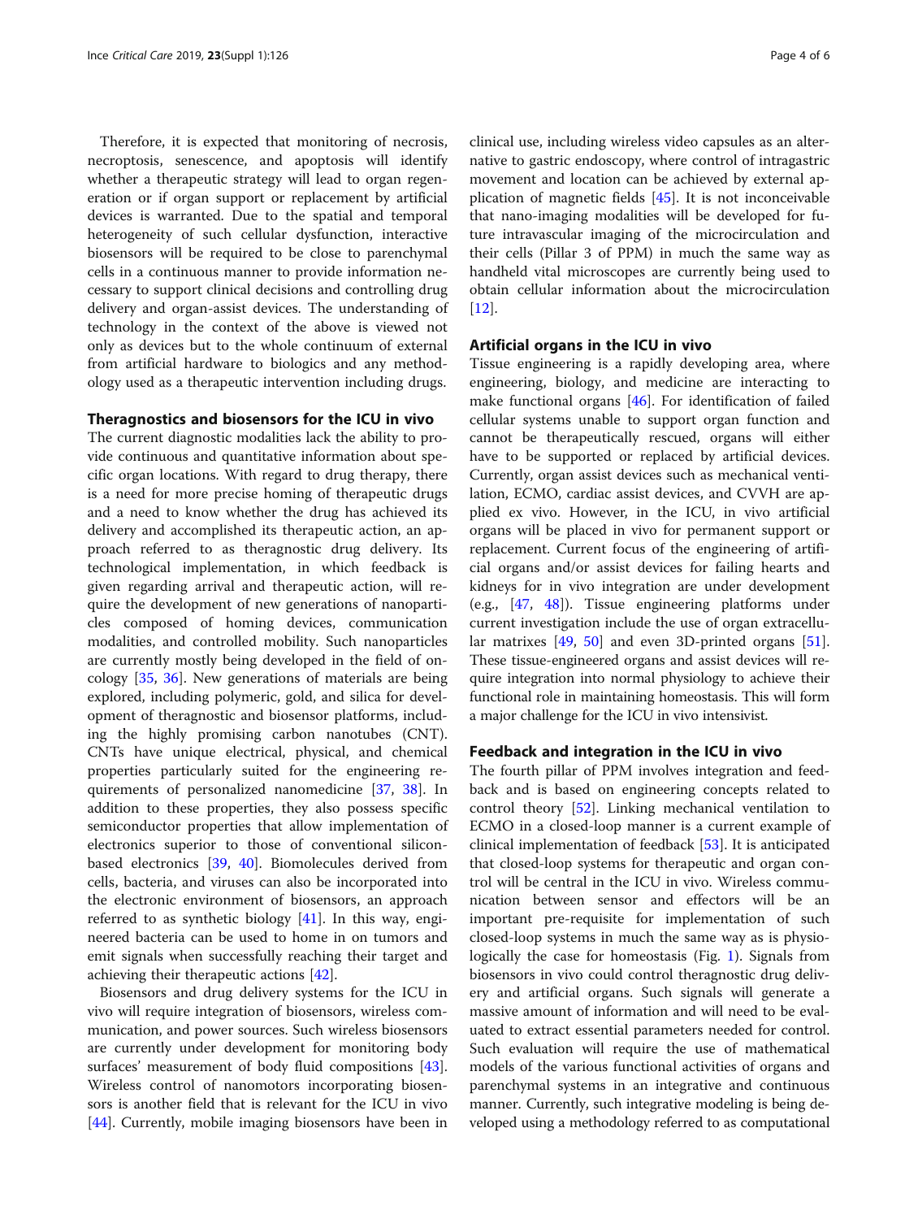Therefore, it is expected that monitoring of necrosis, necroptosis, senescence, and apoptosis will identify whether a therapeutic strategy will lead to organ regeneration or if organ support or replacement by artificial devices is warranted. Due to the spatial and temporal heterogeneity of such cellular dysfunction, interactive biosensors will be required to be close to parenchymal cells in a continuous manner to provide information necessary to support clinical decisions and controlling drug delivery and organ-assist devices. The understanding of technology in the context of the above is viewed not only as devices but to the whole continuum of external from artificial hardware to biologics and any methodology used as a therapeutic intervention including drugs.

### Theragnostics and biosensors for the ICU in vivo

The current diagnostic modalities lack the ability to provide continuous and quantitative information about specific organ locations. With regard to drug therapy, there is a need for more precise homing of therapeutic drugs and a need to know whether the drug has achieved its delivery and accomplished its therapeutic action, an approach referred to as theragnostic drug delivery. Its technological implementation, in which feedback is given regarding arrival and therapeutic action, will require the development of new generations of nanoparticles composed of homing devices, communication modalities, and controlled mobility. Such nanoparticles are currently mostly being developed in the field of oncology [35, 36]. New generations of materials are being explored, including polymeric, gold, and silica for development of theragnostic and biosensor platforms, including the highly promising carbon nanotubes (CNT). CNTs have unique electrical, physical, and chemical properties particularly suited for the engineering requirements of personalized nanomedicine [37, 38]. In addition to these properties, they also possess specific semiconductor properties that allow implementation of electronics superior to those of conventional silicon-based electronics [39, 40]. Biomolecules derived from cells, bacteria, and viruses can also be incorporated into the electronic environment of biosensors, an approach referred to as synthetic biology [41]. In this way, engineered bacteria can be used to home in on tumors and emit signals when successfully reaching their target and achieving their therapeutic actions [42].

Biosensors and drug delivery systems for the ICU in vivo will require integration of biosensors, wireless communication, and power sources. Such wireless biosensors are currently under development for monitoring body surfaces' measurement of body fluid compositions [43]. Wireless control of nanomotors incorporating biosensors is another field that is relevant for the ICU in vivo [44]. Currently, mobile imaging biosensors have been in clinical use, including wireless video capsules as an alternative to gastric endoscopy, where control of intragastric movement and location can be achieved by external application of magnetic fields [45]. It is not inconceivable that nano-imaging modalities will be developed for future intravascular imaging of the microcirculation and their cells (Pillar 3 of PPM) in much the same way as handheld vital microscopes are currently being used to obtain cellular information about the microcirculation [12].

### Artificial organs in the ICU in vivo

Tissue engineering is a rapidly developing area, where engineering, biology, and medicine are interacting to make functional organs [46]. For identification of failed cellular systems unable to support organ function and cannot be therapeutically rescued, organs will either have to be supported or replaced by artificial devices. Currently, organ assist devices such as mechanical ventilation, ECMO, cardiac assist devices, and CVVH are applied ex vivo. However, in the ICU, in vivo artificial organs will be placed in vivo for permanent support or replacement. Current focus of the engineering of artificial organs and/or assist devices for failing hearts and kidneys for in vivo integration are under development (e.g., [47, 48]). Tissue engineering platforms under current investigation include the use of organ extracellular matrixes [49, 50] and even 3D-printed organs [51]. These tissue-engineered organs and assist devices will require integration into normal physiology to achieve their functional role in maintaining homeostasis. This will form a major challenge for the ICU in vivo intensivist.

### Feedback and integration in the ICU in vivo

The fourth pillar of PPM involves integration and feedback and is based on engineering concepts related to control theory [52]. Linking mechanical ventilation to ECMO in a closed-loop manner is a current example of clinical implementation of feedback [53]. It is anticipated that closed-loop systems for therapeutic and organ control will be central in the ICU in vivo. Wireless communication between sensor and effectors will be an important pre-requisite for implementation of such closed-loop systems in much the same way as is physiologically the case for homeostasis (Fig. 1). Signals from biosensors in vivo could control theragnostic drug delivery and artificial organs. Such signals will generate a massive amount of information and will need to be evaluated to extract essential parameters needed for control. Such evaluation will require the use of mathematical models of the various functional activities of organs and parenchymal systems in an integrative and continuous manner. Currently, such integrative modeling is being developed using a methodology referred to as computational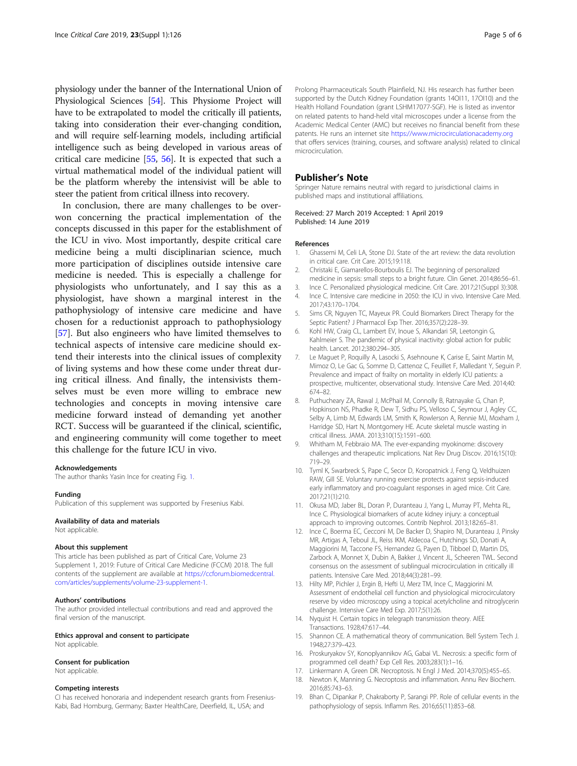physiology under the banner of the International Union of Physiological Sciences [54]. This Physiome Project will have to be extrapolated to model the critically ill patients, taking into consideration their ever-changing condition, and will require self-learning models, including artificial intelligence such as being developed in various areas of critical care medicine [55, 56]. It is expected that such a virtual mathematical model of the individual patient will be the platform whereby the intensivist will be able to steer the patient from critical illness into recovery.

In conclusion, there are many challenges to be overwon concerning the practical implementation of the concepts discussed in this paper for the establishment of the ICU in vivo. Most importantly, despite critical care medicine being a multi disciplinarian science, much more participation of disciplines outside intensive care medicine is needed. This is especially a challenge for physiologists who unfortunately, and I say this as a physiologist, have shown a marginal interest in the pathophysiology of intensive care medicine and have chosen for a reductionist approach to pathophysiology [57]. But also engineers who have limited themselves to technical aspects of intensive care medicine should extend their interests into the clinical issues of complexity of living systems and how these come under threat during critical illness. And finally, the intensivists themselves must be even more willing to embrace new technologies and concepts in moving intensive care medicine forward instead of demanding yet another RCT. Success will be guaranteed if the clinical, scientific, and engineering community will come together to meet this challenge for the future ICU in vivo.

#### Acknowledgements
The author thanks Yasin Ince for creating Fig. 1.

#### Funding
Publication of this supplement was supported by Fresenius Kabi.

#### Availability of data and materials
Not applicable.

#### About this supplement
This article has been published as part of Critical Care, Volume 23 Supplement 1, 2019: Future of Critical Care Medicine (FCCM) 2018. The full contents of the supplement are available at https://ccforum.biomedcentral.com/articles/supplements/volume-23-supplement-1.

#### Authors' contributions
The author provided intellectual contributions and read and approved the final version of the manuscript.

#### Ethics approval and consent to participate
Not applicable.

#### Consent for publication
Not applicable.

#### Competing interests
CI has received honoraria and independent research grants from Fresenius-Kabi, Bad Homburg, Germany; Baxter HealthCare, Deerfield, IL, USA; and Prolong Pharmaceuticals South Plainfield, NJ. His research has further been supported by the Dutch Kidney Foundation (grants 14OI11, 17OI10) and the Health Holland Foundation (grant LSHM17077-SGF). He is listed as inventor on related patents to hand-held vital microscopes under a license from the Academic Medical Center (AMC) but receives no financial benefit from these patents. He runs an internet site https://www.microcirculationacademy.org that offers services (training, courses, and software analysis) related to clinical microcirculation.

## Publisher's Note
Springer Nature remains neutral with regard to jurisdictional claims in published maps and institutional affiliations.

Received: 27 March 2019 Accepted: 1 April 2019
Published: 14 June 2019

#### References
1. Ghassemi M, Celi LA, Stone DJ. State of the art review: the data revolution in critical care. Crit Care. 2015;19:118.
2. Christaki E, Giamarellos-Bourboulis EJ. The beginning of personalized medicine in sepsis: small steps to a bright future. Clin Genet. 2014;86:56–61.
3. Ince C. Personalized physiological medicine. Crit Care. 2017;21(Suppl 3):308.
4. Ince C. Intensive care medicine in 2050: the ICU in vivo. Intensive Care Med. 2017;43:170–1704.
5. Sims CR, Nguyen TC, Mayeux PR. Could Biomarkers Direct Therapy for the Septic Patient? J Pharmacol Exp Ther. 2016;357(2):228–39.
6. Kohl HW, Craig CL, Lambert EV, Inoue S, Alkandari SR, Leetongin G, Kahlmeier S. The pandemic of physical inactivity: global action for public health. Lancet. 2012;380:294–305.
7. Le Maguet P, Roquilly A, Lasocki S, Asehnoune K, Carise E, Saint Martin M, Mimoz O, Le Gac G, Somme D, Cattenoz C, Feuillet F, Malledant Y, Seguin P. Prevalence and impact of frailty on mortality in elderly ICU patients: a prospective, multicenter, observational study. Intensive Care Med. 2014;40:674–82.
8. Puthucheary ZA, Rawal J, McPhail M, Connolly B, Ratnayake G, Chan P, Hopkinson NS, Phadke R, Dew T, Sidhu PS, Velloso C, Seymour J, Agley CC, Selby A, Limb M, Edwards LM, Smith K, Rowlerson A, Rennie MJ, Moxham J, Harridge SD, Hart N, Montgomery HE. Acute skeletal muscle wasting in critical illness. JAMA. 2013;310(15):1591–600.
9. Whitham M, Febbraio MA. The ever-expanding myokinome: discovery challenges and therapeutic implications. Nat Rev Drug Discov. 2016;15(10):719–29.
10. Tyml K, Swarbreck S, Pape C, Secor D, Koropatnick J, Feng Q, Veldhuizen RAW, Gill SE. Voluntary running exercise protects against sepsis-induced early inflammatory and pro-coagulant responses in aged mice. Crit Care. 2017;21(1):210.
11. Okusa MD, Jaber BL, Doran P, Duranteau J, Yang L, Murray PT, Mehta RL, Ince C. Physiological biomarkers of acute kidney injury: a conceptual approach to improving outcomes. Contrib Nephrol. 2013;182:65–81.
12. Ince C, Boerma EC, Cecconi M, De Backer D, Shapiro NI, Duranteau J, Pinsky MR, Artigas A, Teboul JL, Reiss IKM, Aldecoa C, Hutchings SD, Donati A, Maggiorini M, Taccone FS, Hernandez G, Payen D, Tibboel D, Martin DS, Zarbock A, Monnet X, Dubin A, Bakker J, Vincent JL, Scheeren TWL. Second consensus on the assessment of sublingual microcirculation in critically ill patients. Intensive Care Med. 2018;44(3):281–99.
13. Hilty MP, Pichler J, Ergin B, Hefti U, Merz TM, Ince C, Maggiorini M. Assessment of endothelial cell function and physiological microcirculatory reserve by video microscopy using a topical acetylcholine and nitroglycerin challenge. Intensive Care Med Exp. 2017;5(1):26.
14. Nyquist H. Certain topics in telegraph transmission theory. AIEE Transactions. 1928;47:617–44.
15. Shannon CE. A mathematical theory of communication. Bell System Tech J. 1948;27:379–423.
16. Proskuryakov SY, Konoplyannikov AG, Gabai VL. Necrosis: a specific form of programmed cell death? Exp Cell Res. 2003;283(1):1–16.
17. Linkermann A, Green DR. Necroptosis. N Engl J Med. 2014;370(5):455–65.
18. Newton K, Manning G. Necroptosis and inflammation. Annu Rev Biochem. 2016;85:743–63.
19. Bhan C, Dipankar P, Chakraborty P, Sarangi PP. Role of cellular events in the pathophysiology of sepsis. Inflamm Res. 2016;65(11):853–68.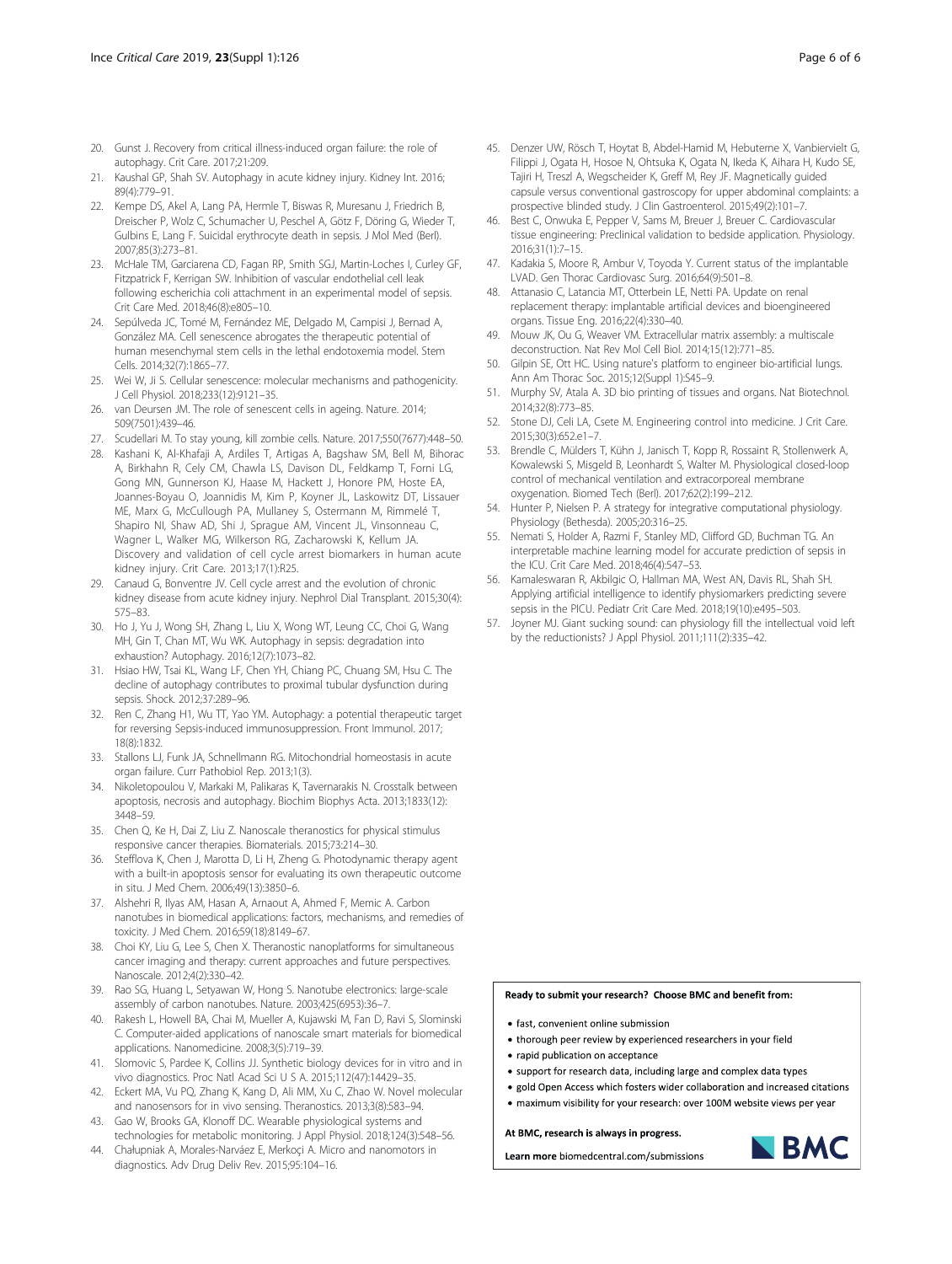20. Gunst J. Recovery from critical illness-induced organ failure: the role of autophagy. Crit Care. 2017;21:209.
21. Kaushal GP, Shah SV. Autophagy in acute kidney injury. Kidney Int. 2016; 89(4):779–91.
22. Kempe DS, Akel A, Lang PA, Hermle T, Biswas R, Muresanu J, Friedrich B, Dreischer P, Wolz C, Schumacher U, Peschel A, Götz F, Döring G, Wieder T, Gulbins E, Lang F. Suicidal erythrocyte death in sepsis. J Mol Med (Berl). 2007;85(3):273–81.
23. McHale TM, Garciarena CD, Fagan RP, Smith SGJ, Martin-Loches I, Curley GF, Fitzpatrick F, Kerrigan SW. Inhibition of vascular endothelial cell leak following escherichia coli attachment in an experimental model of sepsis. Crit Care Med. 2018;46(8):e805–10.
24. Sepúlveda JC, Tomé M, Fernández ME, Delgado M, Campisi J, Bernad A, González MA. Cell senescence abrogates the therapeutic potential of human mesenchymal stem cells in the lethal endotoxemia model. Stem Cells. 2014;32(7):1865–77.
25. Wei W, Ji S. Cellular senescence: molecular mechanisms and pathogenicity. J Cell Physiol. 2018;233(12):9121–35.
26. van Deursen JM. The role of senescent cells in ageing. Nature. 2014; 509(7501):439–46.
27. Scudellari M. To stay young, kill zombie cells. Nature. 2017;550(7677):448–50.
28. Kashani K, Al-Khafaji A, Ardiles T, Artigas A, Bagshaw SM, Bell M, Bihorac A, Birkhahn R, Cely CM, Chawla LS, Davison DL, Feldkamp T, Forni LG, Gong MN, Gunnerson KJ, Haase M, Hackett J, Honore PM, Hoste EA, Joannes-Boyau O, Joannidis M, Kim P, Koyner JL, Laskowitz DT, Lissauer ME, Marx G, McCullough PA, Mullaney S, Ostermann M, Rimmelé T, Shapiro NI, Shaw AD, Shi J, Sprague AM, Vincent JL, Vinsonneau C, Wagner L, Walker MG, Wilkerson RG, Zacharowski K, Kellum JA. Discovery and validation of cell cycle arrest biomarkers in human acute kidney injury. Crit Care. 2013;17(1):R25.
29. Canaud G, Bonventre JV. Cell cycle arrest and the evolution of chronic kidney disease from acute kidney injury. Nephrol Dial Transplant. 2015;30(4): 575–83.
30. Ho J, Yu J, Wong SH, Zhang L, Liu X, Wong WT, Leung CC, Choi G, Wang MH, Gin T, Chan MT, Wu WK. Autophagy in sepsis: degradation into exhaustion? Autophagy. 2016;12(7):1073–82.
31. Hsiao HW, Tsai KL, Wang LF, Chen YH, Chiang PC, Chuang SM, Hsu C. The decline of autophagy contributes to proximal tubular dysfunction during sepsis. Shock. 2012;37:289–96.
32. Ren C, Zhang H1, Wu TT, Yao YM. Autophagy: a potential therapeutic target for reversing Sepsis-induced immunosuppression. Front Immunol. 2017; 18(8):1832.
33. Stallons LJ, Funk JA, Schnellmann RG. Mitochondrial homeostasis in acute organ failure. Curr Pathobiol Rep. 2013;1(3).
34. Nikoletopoulou V, Markaki M, Palikaras K, Tavernarakis N. Crosstalk between apoptosis, necrosis and autophagy. Biochim Biophys Acta. 2013;1833(12): 3448–59.
35. Chen Q, Ke H, Dai Z, Liu Z. Nanoscale theranostics for physical stimulus responsive cancer therapies. Biomaterials. 2015;73:214–30.
36. Stefflova K, Chen J, Marotta D, Li H, Zheng G. Photodynamic therapy agent with a built-in apoptosis sensor for evaluating its own therapeutic outcome in situ. J Med Chem. 2006;49(13):3850–6.
37. Alshehri R, Ilyas AM, Hasan A, Arnaout A, Ahmed F, Memic A. Carbon nanotubes in biomedical applications: factors, mechanisms, and remedies of toxicity. J Med Chem. 2016;59(18):8149–67.
38. Choi KY, Liu G, Lee S, Chen X. Theranostic nanoplatforms for simultaneous cancer imaging and therapy: current approaches and future perspectives. Nanoscale. 2012;4(2):330–42.
39. Rao SG, Huang L, Setyawan W, Hong S. Nanotube electronics: large-scale assembly of carbon nanotubes. Nature. 2003;425(6953):36–7.
40. Rakesh L, Howell BA, Chai M, Mueller A, Kujawski M, Fan D, Ravi S, Slominski C. Computer-aided applications of nanoscale smart materials for biomedical applications. Nanomedicine. 2008;3(5):719–39.
41. Slomovic S, Pardee K, Collins JJ. Synthetic biology devices for in vitro and in vivo diagnostics. Proc Natl Acad Sci U S A. 2015;112(47):14429–35.
42. Eckert MA, Vu PQ, Zhang K, Kang D, Ali MM, Xu C, Zhao W. Novel molecular and nanosensors for in vivo sensing. Theranostics. 2013;3(8):583–94.
43. Gao W, Brooks GA, Klonoff DC. Wearable physiological systems and technologies for metabolic monitoring. J Appl Physiol. 2018;124(3):548–56.
44. Chałupniak A, Morales-Narváez E, Merkoçi A. Micro and nanomotors in diagnostics. Adv Drug Deliv Rev. 2015;95:104–16.
45. Denzer UW, Rösch T, Hoytat B, Abdel-Hamid M, Hebuterne X, Vanbiervielt G, Filippi J, Ogata H, Hosoe N, Ohtsuka K, Ogata N, Ikeda K, Aihara H, Kudo SE, Tajiri H, Treszl A, Wegscheider K, Greff M, Rey JF. Magnetically guided capsule versus conventional gastroscopy for upper abdominal complaints: a prospective blinded study. J Clin Gastroenterol. 2015;49(2):101–7.
46. Best C, Onwuka E, Pepper V, Sams M, Breuer J, Breuer C. Cardiovascular tissue engineering: Preclinical validation to bedside application. Physiology. 2016;31(1):7–15.
47. Kadakia S, Moore R, Ambur V, Toyoda Y. Current status of the implantable LVAD. Gen Thorac Cardiovasc Surg. 2016;64(9):501–8.
48. Attanasio C, Latancia MT, Otterbein LE, Netti PA. Update on renal replacement therapy: implantable artificial devices and bioengineered organs. Tissue Eng. 2016;22(4):330–40.
49. Mouw JK, Ou G, Weaver VM. Extracellular matrix assembly: a multiscale deconstruction. Nat Rev Mol Cell Biol. 2014;15(12):771–85.
50. Gilpin SE, Ott HC. Using nature's platform to engineer bio-artificial lungs. Ann Am Thorac Soc. 2015;12(Suppl 1):S45–9.
51. Murphy SV, Atala A. 3D bio printing of tissues and organs. Nat Biotechnol. 2014;32(8):773–85.
52. Stone DJ, Celi LA, Csete M. Engineering control into medicine. J Crit Care. 2015;30(3):652.e1–7.
53. Brendle C, Mülders T, Kühn J, Janisch T, Kopp R, Rossaint R, Stollenwerk A, Kowalewski S, Misgeld B, Leonhardt S, Walter M. Physiological closed-loop control of mechanical ventilation and extracorporeal membrane oxygenation. Biomed Tech (Berl). 2017;62(2):199–212.
54. Hunter P, Nielsen P. A strategy for integrative computational physiology. Physiology (Bethesda). 2005;20:316–25.
55. Nemati S, Holder A, Razmi F, Stanley MD, Clifford GD, Buchman TG. An interpretable machine learning model for accurate prediction of sepsis in the ICU. Crit Care Med. 2018;46(4):547–53.
56. Kamaleswaran R, Akbilgic O, Hallman MA, West AN, Davis RL, Shah SH. Applying artificial intelligence to identify physiomarkers predicting severe sepsis in the PICU. Pediatr Crit Care Med. 2018;19(10):e495–503.
57. Joyner MJ. Giant sucking sound: can physiology fill the intellectual void left by the reductionists? J Appl Physiol. 2011;111(2):335–42.

**Ready to submit your research? Choose BMC and benefit from:**

- fast, convenient online submission
- thorough peer review by experienced researchers in your field
- rapid publication on acceptance
- support for research data, including large and complex data types
- gold Open Access which fosters wider collaboration and increased citations
- maximum visibility for your research: over 100M website views per year

**At BMC, research is always in progress.**

**Learn more** biomedcentral.com/submissions